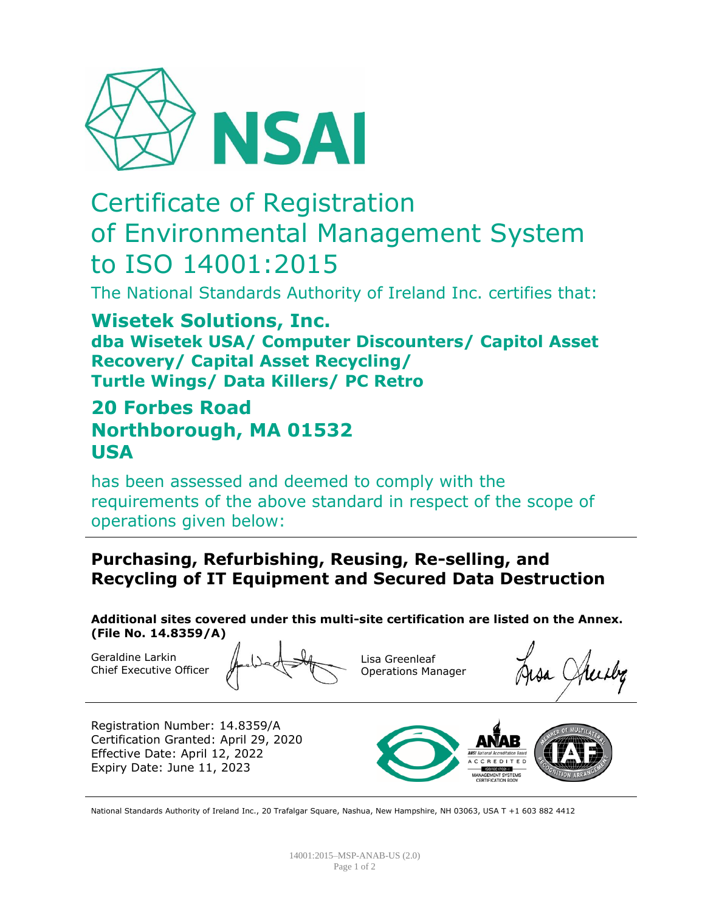NSAI

# Certificate of Registration of Environmental Management System to ISO 14001:2015

The National Standards Authority of Ireland Inc. certifies that:

## Wisetek Solutions, Inc.

### dba Wisetek USA/ Computer Discounters/ Capitol Asset Recovery/ Capital Asset Recycling/ Turtle Wings/ Data Killers/ PC Retro

## 20 Forbes Road
## Northborough, MA 01532
## USA

has been assessed and deemed to comply with the requirements of the above standard in respect of the scope of operations given below:

---

### Purchasing, Refurbishing, Reusing, Re-selling, and Recycling of IT Equipment and Secured Data Destruction

**Additional sites covered under this multi-site certification are listed on the Annex. (File No. 14.8359/A)**

Geraldine Larkin
Chief Executive Officer

Lisa Greenleaf
Operations Manager

---

Registration Number: 14.8359/A
Certification Granted: April 29, 2020
Effective Date: April 12, 2022
Expiry Date: June 11, 2023

ANAB — ANSI National Accreditation Board — ACCREDITED — ISO/IEC 17021-1 — MANAGEMENT SYSTEMS CERTIFICATION BODY

IAF — MEMBER OF MULTILATERAL RECOGNITION ARRANGEMENT

---

National Standards Authority of Ireland Inc., 20 Trafalgar Square, Nashua, New Hampshire, NH 03063, USA T +1 603 882 4412

14001:2015–MSP-ANAB-US (2.0)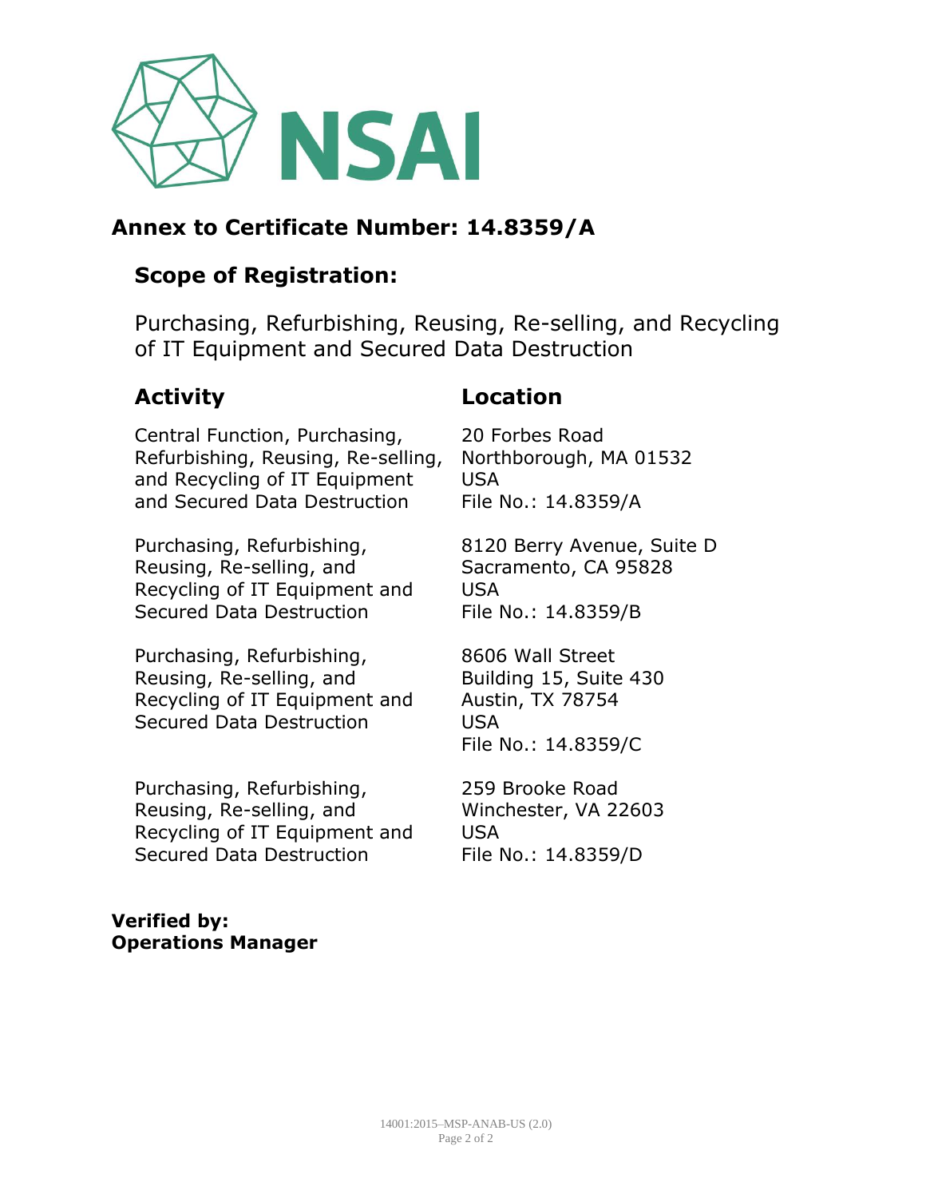NSAI

# Annex to Certificate Number: 14.8359/A

## Scope of Registration:

Purchasing, Refurbishing, Reusing, Re-selling, and Recycling of IT Equipment and Secured Data Destruction

| Activity | Location |
|---|---|
| Central Function, Purchasing, Refurbishing, Reusing, Re-selling, and Recycling of IT Equipment and Secured Data Destruction | 20 Forbes Road<br>Northborough, MA 01532<br>USA<br>File No.: 14.8359/A |
| Purchasing, Refurbishing, Reusing, Re-selling, and Recycling of IT Equipment and Secured Data Destruction | 8120 Berry Avenue, Suite D<br>Sacramento, CA 95828<br>USA<br>File No.: 14.8359/B |
| Purchasing, Refurbishing, Reusing, Re-selling, and Recycling of IT Equipment and Secured Data Destruction | 8606 Wall Street<br>Building 15, Suite 430<br>Austin, TX 78754<br>USA<br>File No.: 14.8359/C |
| Purchasing, Refurbishing, Reusing, Re-selling, and Recycling of IT Equipment and Secured Data Destruction | 259 Brooke Road<br>Winchester, VA 22603<br>USA<br>File No.: 14.8359/D |

**Verified by:**
**Operations Manager**

14001:2015–MSP-ANAB-US (2.0)